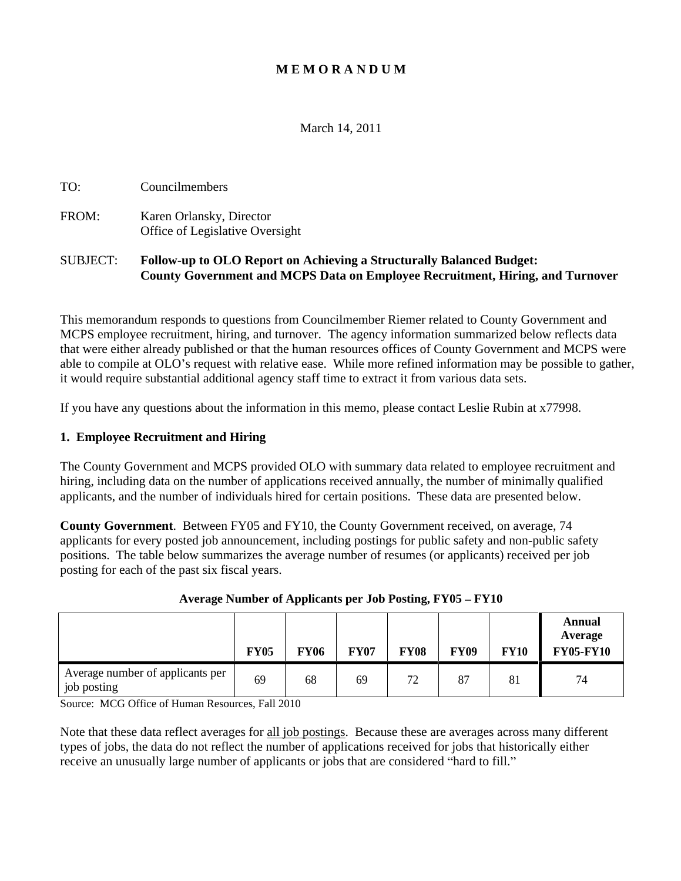# MEMORANDUM

March 14, 2011

TO: Councilmembers

FROM: Karen Orlansky, Director
Office of Legislative Oversight

SUBJECT: **Follow-up to OLO Report on Achieving a Structurally Balanced Budget: County Government and MCPS Data on Employee Recruitment, Hiring, and Turnover**

This memorandum responds to questions from Councilmember Riemer related to County Government and MCPS employee recruitment, hiring, and turnover. The agency information summarized below reflects data that were either already published or that the human resources offices of County Government and MCPS were able to compile at OLO's request with relative ease. While more refined information may be possible to gather, it would require substantial additional agency staff time to extract it from various data sets.

If you have any questions about the information in this memo, please contact Leslie Rubin at x77998.

## 1. Employee Recruitment and Hiring

The County Government and MCPS provided OLO with summary data related to employee recruitment and hiring, including data on the number of applications received annually, the number of minimally qualified applicants, and the number of individuals hired for certain positions. These data are presented below.

**County Government**. Between FY05 and FY10, the County Government received, on average, 74 applicants for every posted job announcement, including postings for public safety and non-public safety positions. The table below summarizes the average number of resumes (or applicants) received per job posting for each of the past six fiscal years.

**Average Number of Applicants per Job Posting, FY05 – FY10**

| | FY05 | FY06 | FY07 | FY08 | FY09 | FY10 | Annual Average FY05-FY10 |
|---|---|---|---|---|---|---|---|
| Average number of applicants per job posting | 69 | 68 | 69 | 72 | 87 | 81 | 74 |

Source: MCG Office of Human Resources, Fall 2010

Note that these data reflect averages for all job postings. Because these are averages across many different types of jobs, the data do not reflect the number of applications received for jobs that historically either receive an unusually large number of applicants or jobs that are considered "hard to fill."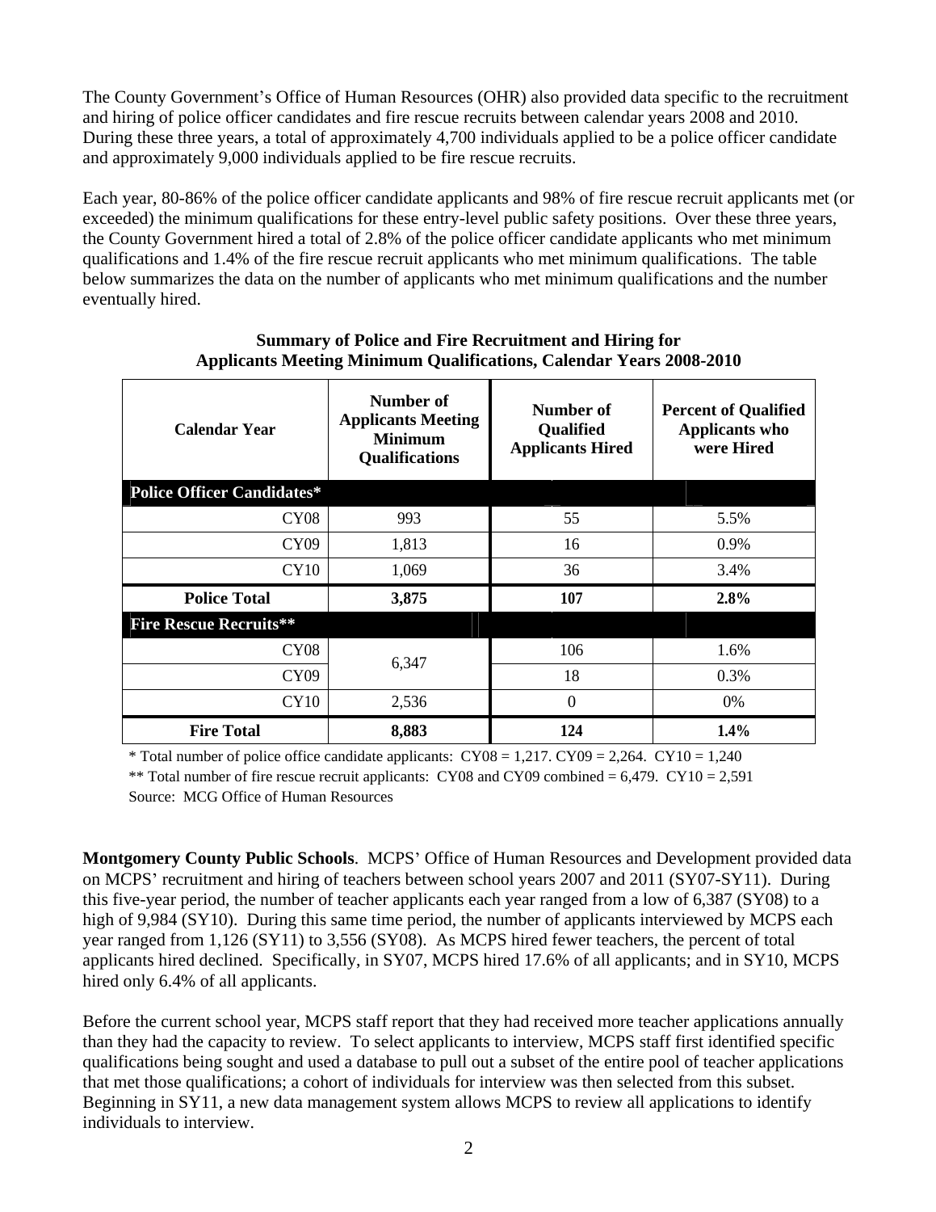The County Government's Office of Human Resources (OHR) also provided data specific to the recruitment and hiring of police officer candidates and fire rescue recruits between calendar years 2008 and 2010. During these three years, a total of approximately 4,700 individuals applied to be a police officer candidate and approximately 9,000 individuals applied to be fire rescue recruits.

Each year, 80-86% of the police officer candidate applicants and 98% of fire rescue recruit applicants met (or exceeded) the minimum qualifications for these entry-level public safety positions. Over these three years, the County Government hired a total of 2.8% of the police officer candidate applicants who met minimum qualifications and 1.4% of the fire rescue recruit applicants who met minimum qualifications. The table below summarizes the data on the number of applicants who met minimum qualifications and the number eventually hired.

**Summary of Police and Fire Recruitment and Hiring for Applicants Meeting Minimum Qualifications, Calendar Years 2008-2010**

| Calendar Year | Number of Applicants Meeting Minimum Qualifications | Number of Qualified Applicants Hired | Percent of Qualified Applicants who were Hired |
|---|---|---|---|
| **Police Officer Candidates*** | | | |
| CY08 | 993 | 55 | 5.5% |
| CY09 | 1,813 | 16 | 0.9% |
| CY10 | 1,069 | 36 | 3.4% |
| **Police Total** | **3,875** | **107** | **2.8%** |
| **Fire Rescue Recruits**** | | | |
| CY08 | 6,347 | 106 | 1.6% |
| CY09 | | 18 | 0.3% |
| CY10 | 2,536 | 0 | 0% |
| **Fire Total** | **8,883** | **124** | **1.4%** |

* Total number of police office candidate applicants: CY08 = 1,217. CY09 = 2,264. CY10 = 1,240

** Total number of fire rescue recruit applicants: CY08 and CY09 combined = 6,479. CY10 = 2,591

Source: MCG Office of Human Resources

**Montgomery County Public Schools**. MCPS' Office of Human Resources and Development provided data on MCPS' recruitment and hiring of teachers between school years 2007 and 2011 (SY07-SY11). During this five-year period, the number of teacher applicants each year ranged from a low of 6,387 (SY08) to a high of 9,984 (SY10). During this same time period, the number of applicants interviewed by MCPS each year ranged from 1,126 (SY11) to 3,556 (SY08). As MCPS hired fewer teachers, the percent of total applicants hired declined. Specifically, in SY07, MCPS hired 17.6% of all applicants; and in SY10, MCPS hired only 6.4% of all applicants.

Before the current school year, MCPS staff report that they had received more teacher applications annually than they had the capacity to review. To select applicants to interview, MCPS staff first identified specific qualifications being sought and used a database to pull out a subset of the entire pool of teacher applications that met those qualifications; a cohort of individuals for interview was then selected from this subset. Beginning in SY11, a new data management system allows MCPS to review all applications to identify individuals to interview.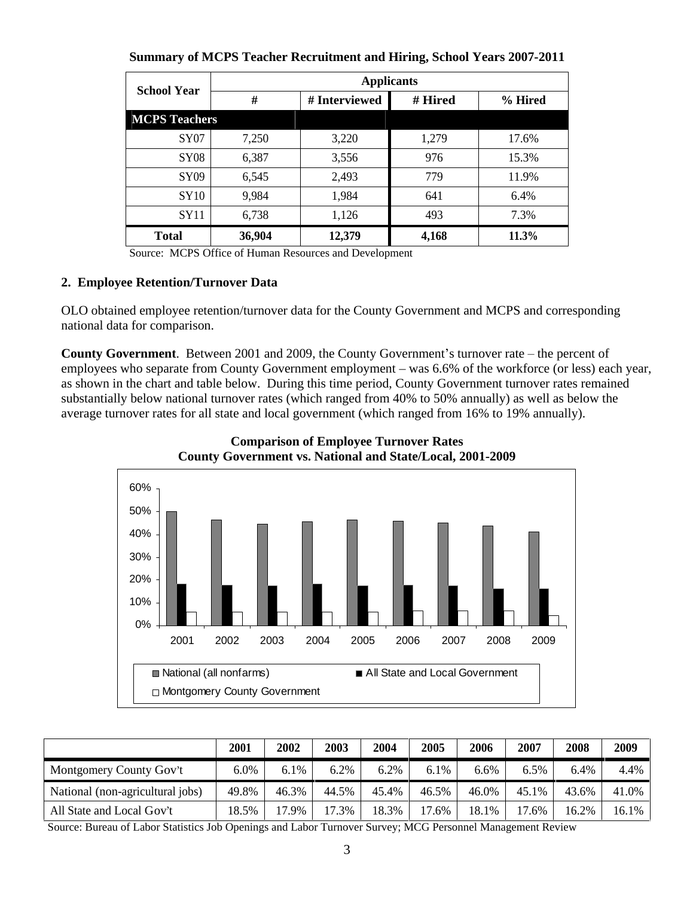**Summary of MCPS Teacher Recruitment and Hiring, School Years 2007-2011**

| School Year | Applicants | | | |
|---|---|---|---|---|
| | # | # Interviewed | # Hired | % Hired |
| **MCPS Teachers** | | | | |
| SY07 | 7,250 | 3,220 | 1,279 | 17.6% |
| SY08 | 6,387 | 3,556 | 976 | 15.3% |
| SY09 | 6,545 | 2,493 | 779 | 11.9% |
| SY10 | 9,984 | 1,984 | 641 | 6.4% |
| SY11 | 6,738 | 1,126 | 493 | 7.3% |
| **Total** | **36,904** | **12,379** | **4,168** | **11.3%** |

Source: MCPS Office of Human Resources and Development

**2. Employee Retention/Turnover Data**

OLO obtained employee retention/turnover data for the County Government and MCPS and corresponding national data for comparison.

**County Government**. Between 2001 and 2009, the County Government's turnover rate – the percent of employees who separate from County Government employment – was 6.6% of the workforce (or less) each year, as shown in the chart and table below. During this time period, County Government turnover rates remained substantially below national turnover rates (which ranged from 40% to 50% annually) as well as below the average turnover rates for all state and local government (which ranged from 16% to 19% annually).

**Comparison of Employee Turnover Rates**
**County Government vs. National and State/Local, 2001-2009**

| | 2001 | 2002 | 2003 | 2004 | 2005 | 2006 | 2007 | 2008 | 2009 |
|---|---|---|---|---|---|---|---|---|---|
| Montgomery County Gov't | 6.0% | 6.1% | 6.2% | 6.2% | 6.1% | 6.6% | 6.5% | 6.4% | 4.4% |
| National (non-agricultural jobs) | 49.8% | 46.3% | 44.5% | 45.4% | 46.5% | 46.0% | 45.1% | 43.6% | 41.0% |
| All State and Local Gov't | 18.5% | 17.9% | 17.3% | 18.3% | 17.6% | 18.1% | 17.6% | 16.2% | 16.1% |

Source: Bureau of Labor Statistics Job Openings and Labor Turnover Survey; MCG Personnel Management Review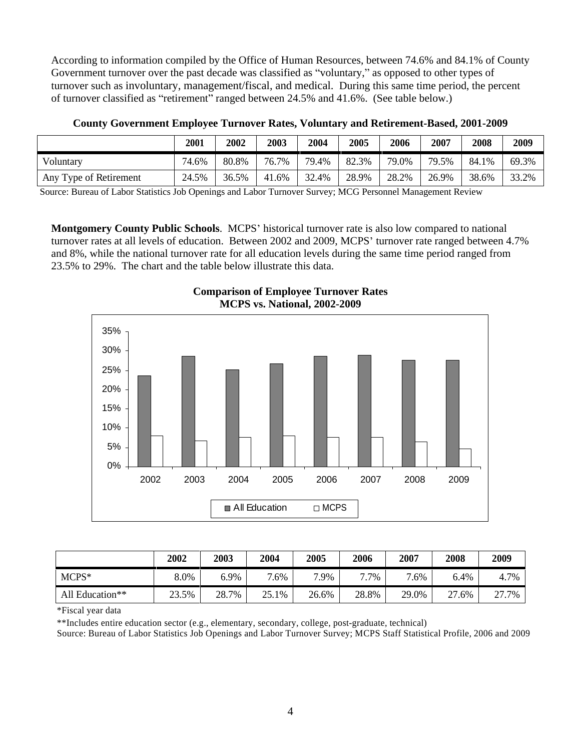According to information compiled by the Office of Human Resources, between 74.6% and 84.1% of County Government turnover over the past decade was classified as "voluntary," as opposed to other types of turnover such as involuntary, management/fiscal, and medical. During this same time period, the percent of turnover classified as "retirement" ranged between 24.5% and 41.6%. (See table below.)

**County Government Employee Turnover Rates, Voluntary and Retirement-Based, 2001-2009**

| | 2001 | 2002 | 2003 | 2004 | 2005 | 2006 | 2007 | 2008 | 2009 |
|---|---|---|---|---|---|---|---|---|---|
| Voluntary | 74.6% | 80.8% | 76.7% | 79.4% | 82.3% | 79.0% | 79.5% | 84.1% | 69.3% |
| Any Type of Retirement | 24.5% | 36.5% | 41.6% | 32.4% | 28.9% | 28.2% | 26.9% | 38.6% | 33.2% |

Source: Bureau of Labor Statistics Job Openings and Labor Turnover Survey; MCG Personnel Management Review

**Montgomery County Public Schools**. MCPS' historical turnover rate is also low compared to national turnover rates at all levels of education. Between 2002 and 2009, MCPS' turnover rate ranged between 4.7% and 8%, while the national turnover rate for all education levels during the same time period ranged from 23.5% to 29%. The chart and the table below illustrate this data.

**Comparison of Employee Turnover Rates MCPS vs. National, 2002-2009**

| | 2002 | 2003 | 2004 | 2005 | 2006 | 2007 | 2008 | 2009 |
|---|---|---|---|---|---|---|---|---|
| MCPS* | 8.0% | 6.9% | 7.6% | 7.9% | 7.7% | 7.6% | 6.4% | 4.7% |
| All Education** | 23.5% | 28.7% | 25.1% | 26.6% | 28.8% | 29.0% | 27.6% | 27.7% |

*Fiscal year data

**Includes entire education sector (e.g., elementary, secondary, college, post-graduate, technical)

Source: Bureau of Labor Statistics Job Openings and Labor Turnover Survey; MCPS Staff Statistical Profile, 2006 and 2009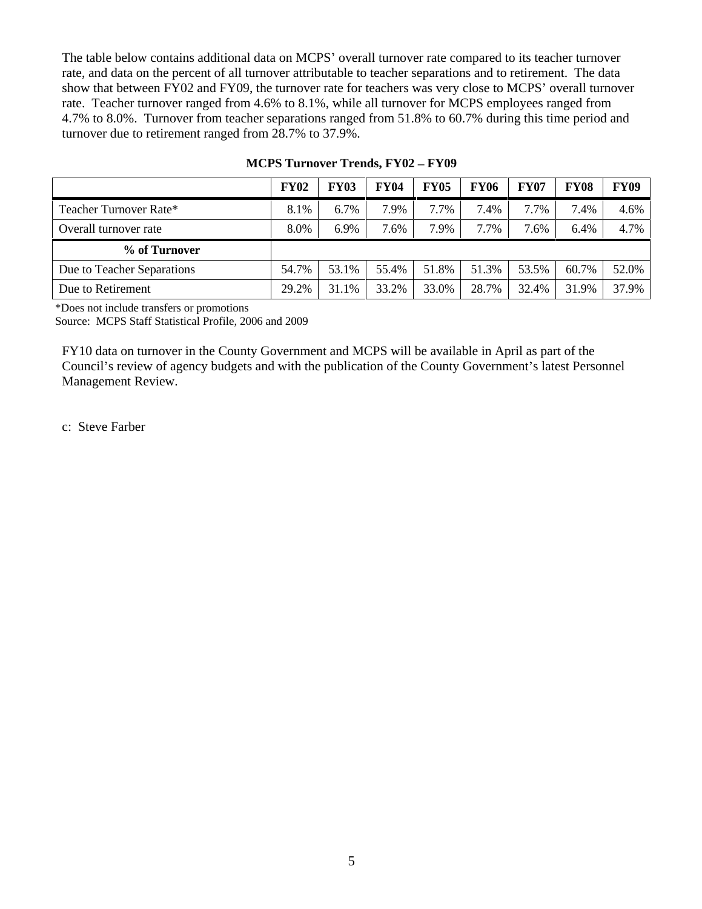The table below contains additional data on MCPS' overall turnover rate compared to its teacher turnover rate, and data on the percent of all turnover attributable to teacher separations and to retirement. The data show that between FY02 and FY09, the turnover rate for teachers was very close to MCPS' overall turnover rate. Teacher turnover ranged from 4.6% to 8.1%, while all turnover for MCPS employees ranged from 4.7% to 8.0%. Turnover from teacher separations ranged from 51.8% to 60.7% during this time period and turnover due to retirement ranged from 28.7% to 37.9%.

**MCPS Turnover Trends, FY02 – FY09**

| | FY02 | FY03 | FY04 | FY05 | FY06 | FY07 | FY08 | FY09 |
|---|---|---|---|---|---|---|---|---|
| Teacher Turnover Rate* | 8.1% | 6.7% | 7.9% | 7.7% | 7.4% | 7.7% | 7.4% | 4.6% |
| Overall turnover rate | 8.0% | 6.9% | 7.6% | 7.9% | 7.7% | 7.6% | 6.4% | 4.7% |
| **% of Turnover** | | | | | | | | |
| Due to Teacher Separations | 54.7% | 53.1% | 55.4% | 51.8% | 51.3% | 53.5% | 60.7% | 52.0% |
| Due to Retirement | 29.2% | 31.1% | 33.2% | 33.0% | 28.7% | 32.4% | 31.9% | 37.9% |

*Does not include transfers or promotions
Source: MCPS Staff Statistical Profile, 2006 and 2009

FY10 data on turnover in the County Government and MCPS will be available in April as part of the Council's review of agency budgets and with the publication of the County Government's latest Personnel Management Review.

c: Steve Farber